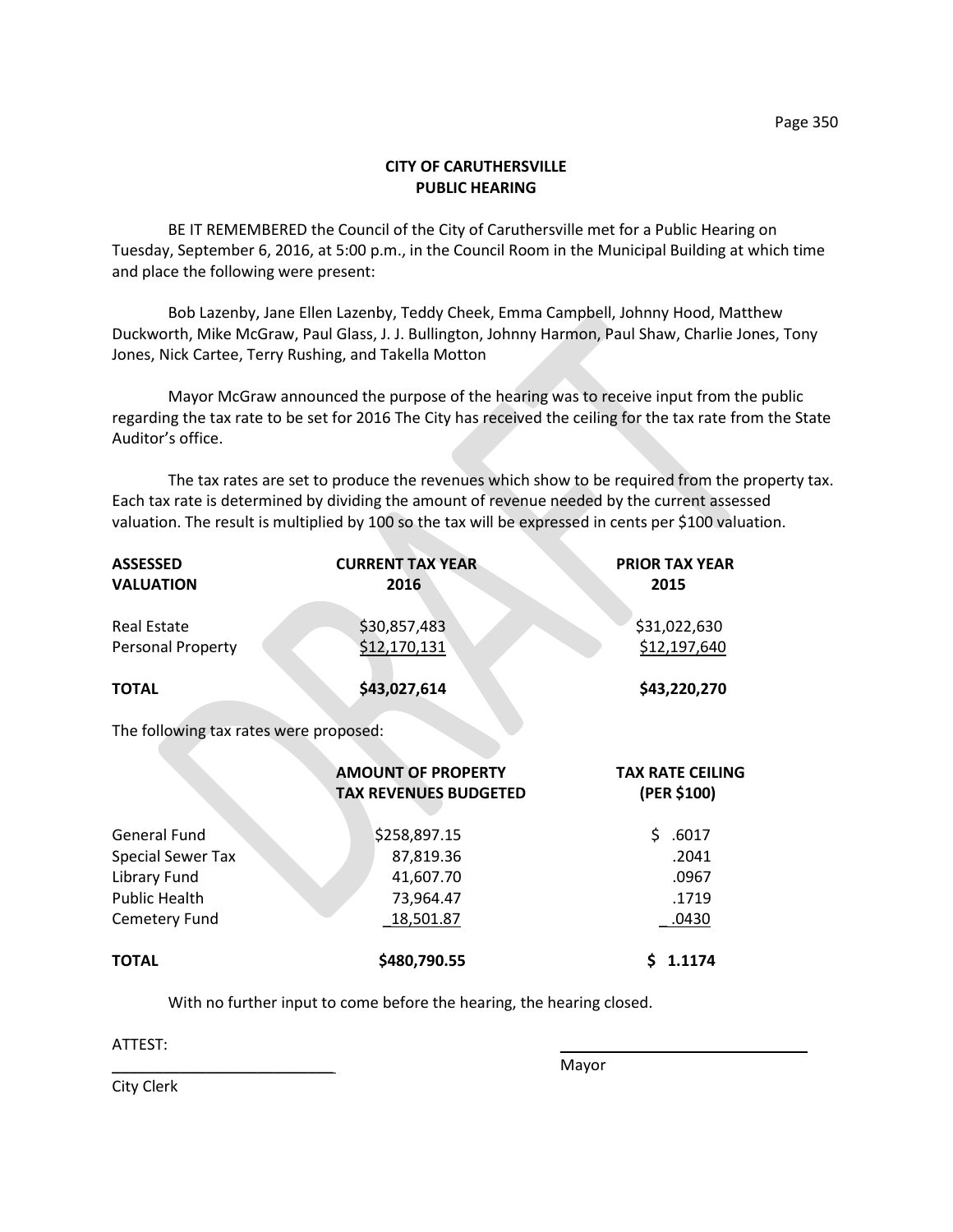# CITY OF CARUTHERSVILLE
## PUBLIC HEARING

BE IT REMEMBERED the Council of the City of Caruthersville met for a Public Hearing on Tuesday, September 6, 2016, at 5:00 p.m., in the Council Room in the Municipal Building at which time and place the following were present:

Bob Lazenby, Jane Ellen Lazenby, Teddy Cheek, Emma Campbell, Johnny Hood, Matthew Duckworth, Mike McGraw, Paul Glass, J. J. Bullington, Johnny Harmon, Paul Shaw, Charlie Jones, Tony Jones, Nick Cartee, Terry Rushing, and Takella Motton

Mayor McGraw announced the purpose of the hearing was to receive input from the public regarding the tax rate to be set for 2016 The City has received the ceiling for the tax rate from the State Auditor's office.

The tax rates are set to produce the revenues which show to be required from the property tax. Each tax rate is determined by dividing the amount of revenue needed by the current assessed valuation. The result is multiplied by 100 so the tax will be expressed in cents per $100 valuation.

| ASSESSED VALUATION | CURRENT TAX YEAR 2016 | PRIOR TAX YEAR 2015 |
|---|---|---|
| Real Estate | $30,857,483 | $31,022,630 |
| Personal Property | $12,170,131 | $12,197,640 |
| **TOTAL** | **$43,027,614** | **$43,220,270** |

The following tax rates were proposed:

| | AMOUNT OF PROPERTY TAX REVENUES BUDGETED | TAX RATE CEILING (PER $100) |
|---|---|---|
| General Fund | $258,897.15 | $ .6017 |
| Special Sewer Tax | 87,819.36 | .2041 |
| Library Fund | 41,607.70 | .0967 |
| Public Health | 73,964.47 | .1719 |
| Cemetery Fund | 18,501.87 | .0430 |
| **TOTAL** | **$480,790.55** | **$ 1.1174** |

With no further input to come before the hearing, the hearing closed.

ATTEST:

___________________________
City Clerk

___________________________
Mayor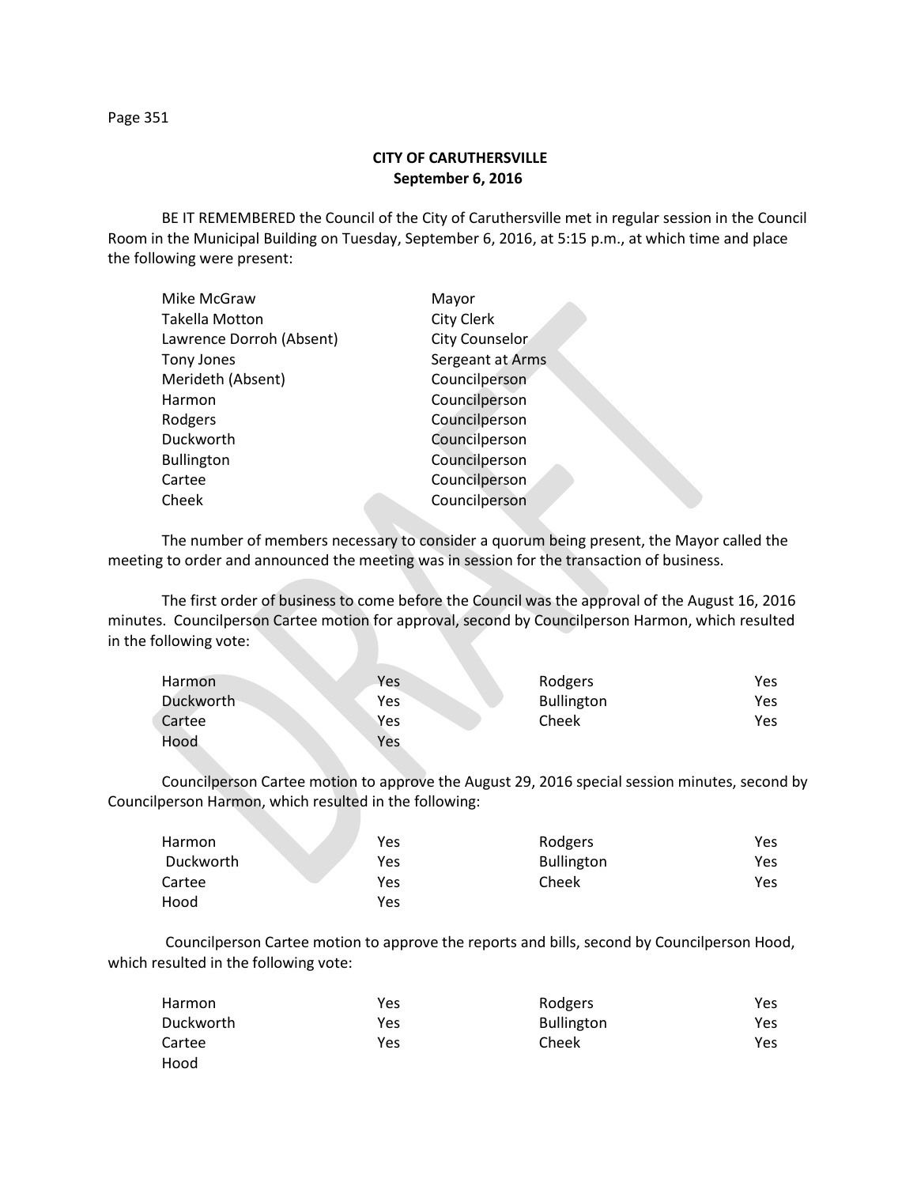**CITY OF CARUTHERSVILLE**
**September 6, 2016**

BE IT REMEMBERED the Council of the City of Caruthersville met in regular session in the Council Room in the Municipal Building on Tuesday, September 6, 2016, at 5:15 p.m., at which time and place the following were present:

| | |
|---|---|
| Mike McGraw | Mayor |
| Takella Motton | City Clerk |
| Lawrence Dorroh (Absent) | City Counselor |
| Tony Jones | Sergeant at Arms |
| Merideth (Absent) | Councilperson |
| Harmon | Councilperson |
| Rodgers | Councilperson |
| Duckworth | Councilperson |
| Bullington | Councilperson |
| Cartee | Councilperson |
| Cheek | Councilperson |

The number of members necessary to consider a quorum being present, the Mayor called the meeting to order and announced the meeting was in session for the transaction of business.

The first order of business to come before the Council was the approval of the August 16, 2016 minutes. Councilperson Cartee motion for approval, second by Councilperson Harmon, which resulted in the following vote:

| | | | |
|---|---|---|---|
| Harmon | Yes | Rodgers | Yes |
| Duckworth | Yes | Bullington | Yes |
| Cartee | Yes | Cheek | Yes |
| Hood | Yes | | |

Councilperson Cartee motion to approve the August 29, 2016 special session minutes, second by Councilperson Harmon, which resulted in the following:

| | | | |
|---|---|---|---|
| Harmon | Yes | Rodgers | Yes |
| Duckworth | Yes | Bullington | Yes |
| Cartee | Yes | Cheek | Yes |
| Hood | Yes | | |

Councilperson Cartee motion to approve the reports and bills, second by Councilperson Hood, which resulted in the following vote:

| | | | |
|---|---|---|---|
| Harmon | Yes | Rodgers | Yes |
| Duckworth | Yes | Bullington | Yes |
| Cartee | Yes | Cheek | Yes |
| Hood | | | |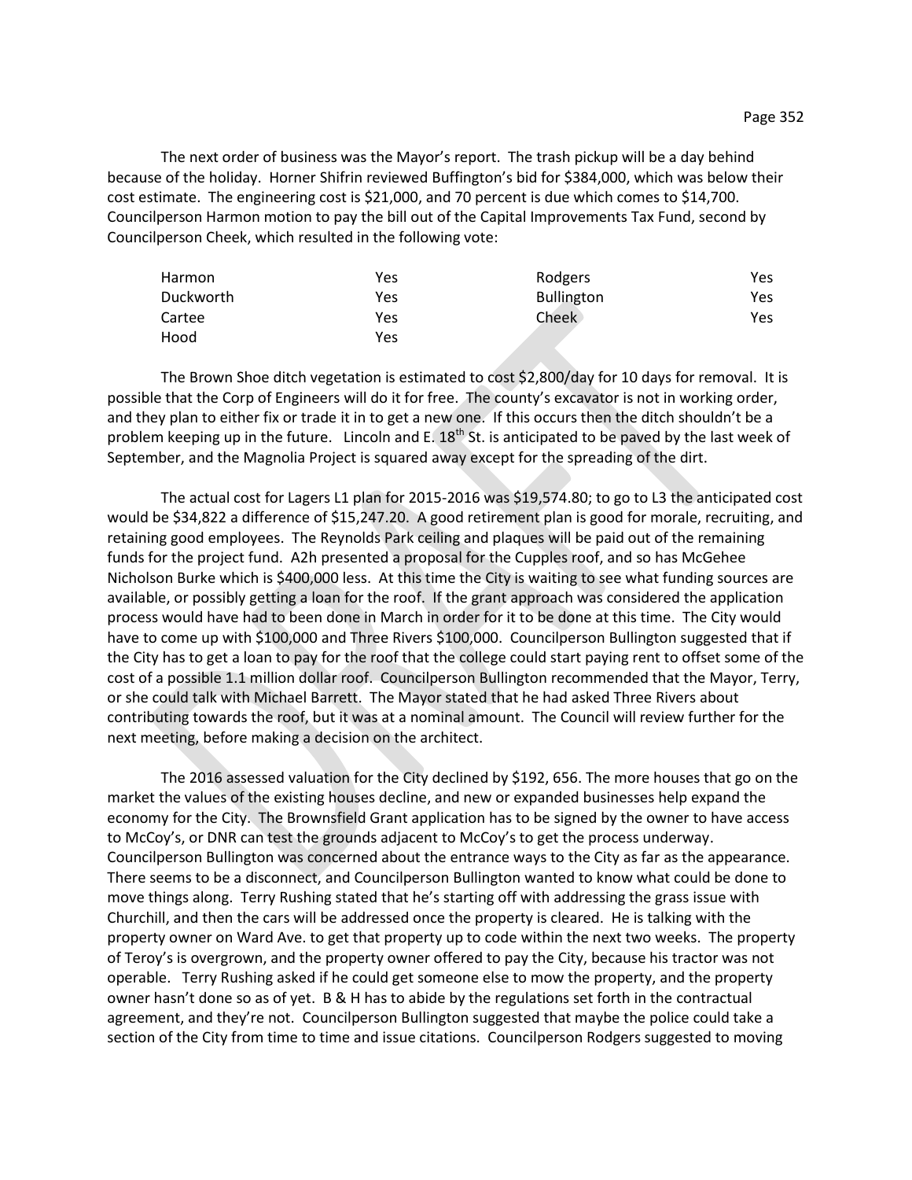The next order of business was the Mayor's report. The trash pickup will be a day behind because of the holiday. Horner Shifrin reviewed Buffington's bid for $384,000, which was below their cost estimate. The engineering cost is $21,000, and 70 percent is due which comes to $14,700. Councilperson Harmon motion to pay the bill out of the Capital Improvements Tax Fund, second by Councilperson Cheek, which resulted in the following vote:

| | | | |
|---|---|---|---|
| Harmon | Yes | Rodgers | Yes |
| Duckworth | Yes | Bullington | Yes |
| Cartee | Yes | Cheek | Yes |
| Hood | Yes | | |

The Brown Shoe ditch vegetation is estimated to cost $2,800/day for 10 days for removal. It is possible that the Corp of Engineers will do it for free. The county's excavator is not in working order, and they plan to either fix or trade it in to get a new one. If this occurs then the ditch shouldn't be a problem keeping up in the future. Lincoln and E. 18th St. is anticipated to be paved by the last week of September, and the Magnolia Project is squared away except for the spreading of the dirt.

The actual cost for Lagers L1 plan for 2015-2016 was $19,574.80; to go to L3 the anticipated cost would be $34,822 a difference of $15,247.20. A good retirement plan is good for morale, recruiting, and retaining good employees. The Reynolds Park ceiling and plaques will be paid out of the remaining funds for the project fund. A2h presented a proposal for the Cupples roof, and so has McGehee Nicholson Burke which is $400,000 less. At this time the City is waiting to see what funding sources are available, or possibly getting a loan for the roof. If the grant approach was considered the application process would have had to been done in March in order for it to be done at this time. The City would have to come up with $100,000 and Three Rivers $100,000. Councilperson Bullington suggested that if the City has to get a loan to pay for the roof that the college could start paying rent to offset some of the cost of a possible 1.1 million dollar roof. Councilperson Bullington recommended that the Mayor, Terry, or she could talk with Michael Barrett. The Mayor stated that he had asked Three Rivers about contributing towards the roof, but it was at a nominal amount. The Council will review further for the next meeting, before making a decision on the architect.

The 2016 assessed valuation for the City declined by $192, 656. The more houses that go on the market the values of the existing houses decline, and new or expanded businesses help expand the economy for the City. The Brownsfield Grant application has to be signed by the owner to have access to McCoy's, or DNR can test the grounds adjacent to McCoy's to get the process underway. Councilperson Bullington was concerned about the entrance ways to the City as far as the appearance. There seems to be a disconnect, and Councilperson Bullington wanted to know what could be done to move things along. Terry Rushing stated that he's starting off with addressing the grass issue with Churchill, and then the cars will be addressed once the property is cleared. He is talking with the property owner on Ward Ave. to get that property up to code within the next two weeks. The property of Teroy's is overgrown, and the property owner offered to pay the City, because his tractor was not operable. Terry Rushing asked if he could get someone else to mow the property, and the property owner hasn't done so as of yet. B & H has to abide by the regulations set forth in the contractual agreement, and they're not. Councilperson Bullington suggested that maybe the police could take a section of the City from time to time and issue citations. Councilperson Rodgers suggested to moving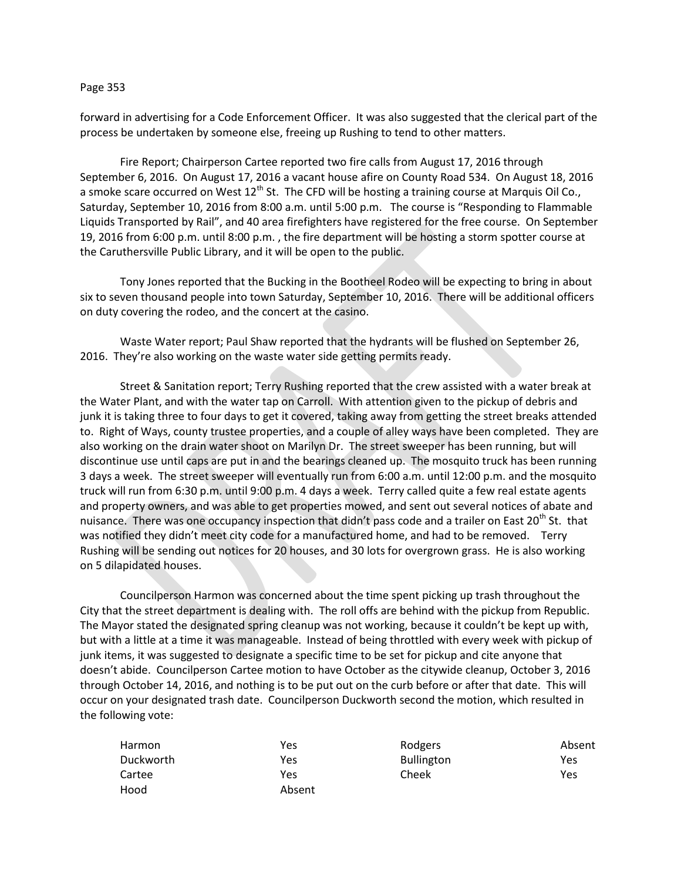forward in advertising for a Code Enforcement Officer. It was also suggested that the clerical part of the process be undertaken by someone else, freeing up Rushing to tend to other matters.

Fire Report; Chairperson Cartee reported two fire calls from August 17, 2016 through September 6, 2016. On August 17, 2016 a vacant house afire on County Road 534. On August 18, 2016 a smoke scare occurred on West 12th St. The CFD will be hosting a training course at Marquis Oil Co., Saturday, September 10, 2016 from 8:00 a.m. until 5:00 p.m. The course is "Responding to Flammable Liquids Transported by Rail", and 40 area firefighters have registered for the free course. On September 19, 2016 from 6:00 p.m. until 8:00 p.m. , the fire department will be hosting a storm spotter course at the Caruthersville Public Library, and it will be open to the public.

Tony Jones reported that the Bucking in the Bootheel Rodeo will be expecting to bring in about six to seven thousand people into town Saturday, September 10, 2016. There will be additional officers on duty covering the rodeo, and the concert at the casino.

Waste Water report; Paul Shaw reported that the hydrants will be flushed on September 26, 2016. They're also working on the waste water side getting permits ready.

Street & Sanitation report; Terry Rushing reported that the crew assisted with a water break at the Water Plant, and with the water tap on Carroll. With attention given to the pickup of debris and junk it is taking three to four days to get it covered, taking away from getting the street breaks attended to. Right of Ways, county trustee properties, and a couple of alley ways have been completed. They are also working on the drain water shoot on Marilyn Dr. The street sweeper has been running, but will discontinue use until caps are put in and the bearings cleaned up. The mosquito truck has been running 3 days a week. The street sweeper will eventually run from 6:00 a.m. until 12:00 p.m. and the mosquito truck will run from 6:30 p.m. until 9:00 p.m. 4 days a week. Terry called quite a few real estate agents and property owners, and was able to get properties mowed, and sent out several notices of abate and nuisance. There was one occupancy inspection that didn't pass code and a trailer on East 20th St. that was notified they didn't meet city code for a manufactured home, and had to be removed. Terry Rushing will be sending out notices for 20 houses, and 30 lots for overgrown grass. He is also working on 5 dilapidated houses.

Councilperson Harmon was concerned about the time spent picking up trash throughout the City that the street department is dealing with. The roll offs are behind with the pickup from Republic. The Mayor stated the designated spring cleanup was not working, because it couldn't be kept up with, but with a little at a time it was manageable. Instead of being throttled with every week with pickup of junk items, it was suggested to designate a specific time to be set for pickup and cite anyone that doesn't abide. Councilperson Cartee motion to have October as the citywide cleanup, October 3, 2016 through October 14, 2016, and nothing is to be put out on the curb before or after that date. This will occur on your designated trash date. Councilperson Duckworth second the motion, which resulted in the following vote:

| | | | |
|---|---|---|---|
| Harmon | Yes | Rodgers | Absent |
| Duckworth | Yes | Bullington | Yes |
| Cartee | Yes | Cheek | Yes |
| Hood | Absent | | |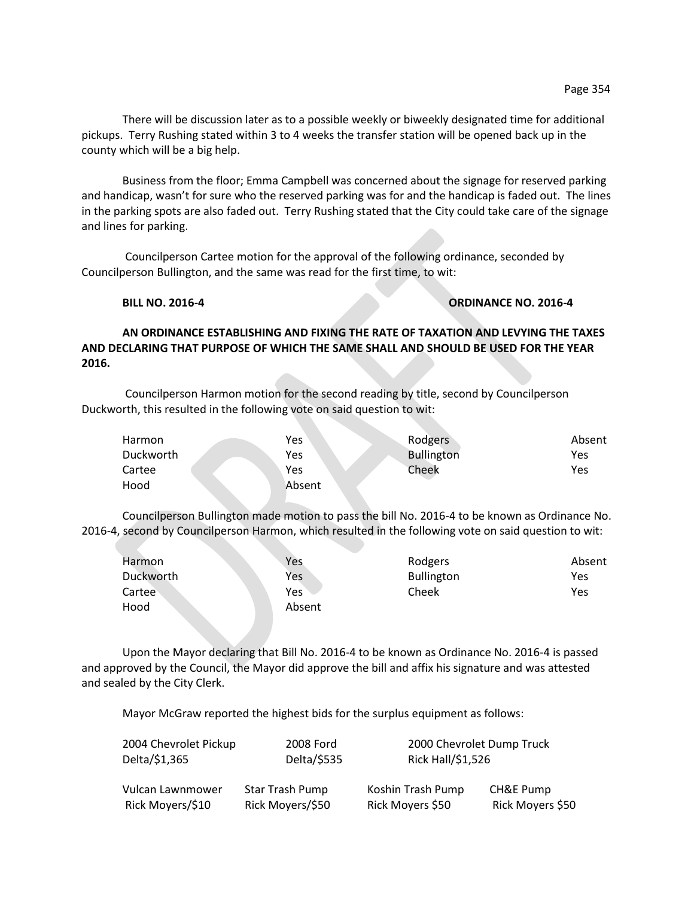There will be discussion later as to a possible weekly or biweekly designated time for additional pickups. Terry Rushing stated within 3 to 4 weeks the transfer station will be opened back up in the county which will be a big help.

Business from the floor; Emma Campbell was concerned about the signage for reserved parking and handicap, wasn't for sure who the reserved parking was for and the handicap is faded out. The lines in the parking spots are also faded out. Terry Rushing stated that the City could take care of the signage and lines for parking.

Councilperson Cartee motion for the approval of the following ordinance, seconded by Councilperson Bullington, and the same was read for the first time, to wit:

**BILL NO. 2016-4** **ORDINANCE NO. 2016-4**

**AN ORDINANCE ESTABLISHING AND FIXING THE RATE OF TAXATION AND LEVYING THE TAXES AND DECLARING THAT PURPOSE OF WHICH THE SAME SHALL AND SHOULD BE USED FOR THE YEAR 2016.**

Councilperson Harmon motion for the second reading by title, second by Councilperson Duckworth, this resulted in the following vote on said question to wit:

| | | | |
|---|---|---|---|
| Harmon | Yes | Rodgers | Absent |
| Duckworth | Yes | Bullington | Yes |
| Cartee | Yes | Cheek | Yes |
| Hood | Absent | | |

Councilperson Bullington made motion to pass the bill No. 2016-4 to be known as Ordinance No. 2016-4, second by Councilperson Harmon, which resulted in the following vote on said question to wit:

| | | | |
|---|---|---|---|
| Harmon | Yes | Rodgers | Absent |
| Duckworth | Yes | Bullington | Yes |
| Cartee | Yes | Cheek | Yes |
| Hood | Absent | | |

Upon the Mayor declaring that Bill No. 2016-4 to be known as Ordinance No. 2016-4 is passed and approved by the Council, the Mayor did approve the bill and affix his signature and was attested and sealed by the City Clerk.

Mayor McGraw reported the highest bids for the surplus equipment as follows:

| 2004 Chevrolet Pickup | 2008 Ford | 2000 Chevrolet Dump Truck | |
|---|---|---|---|
| Delta/$1,365 | Delta/$535 | Rick Hall/$1,526 | |
| Vulcan Lawnmower | Star Trash Pump | Koshin Trash Pump | CH&E Pump |
| Rick Moyers/$10 | Rick Moyers/$50 | Rick Moyers $50 | Rick Moyers $50 |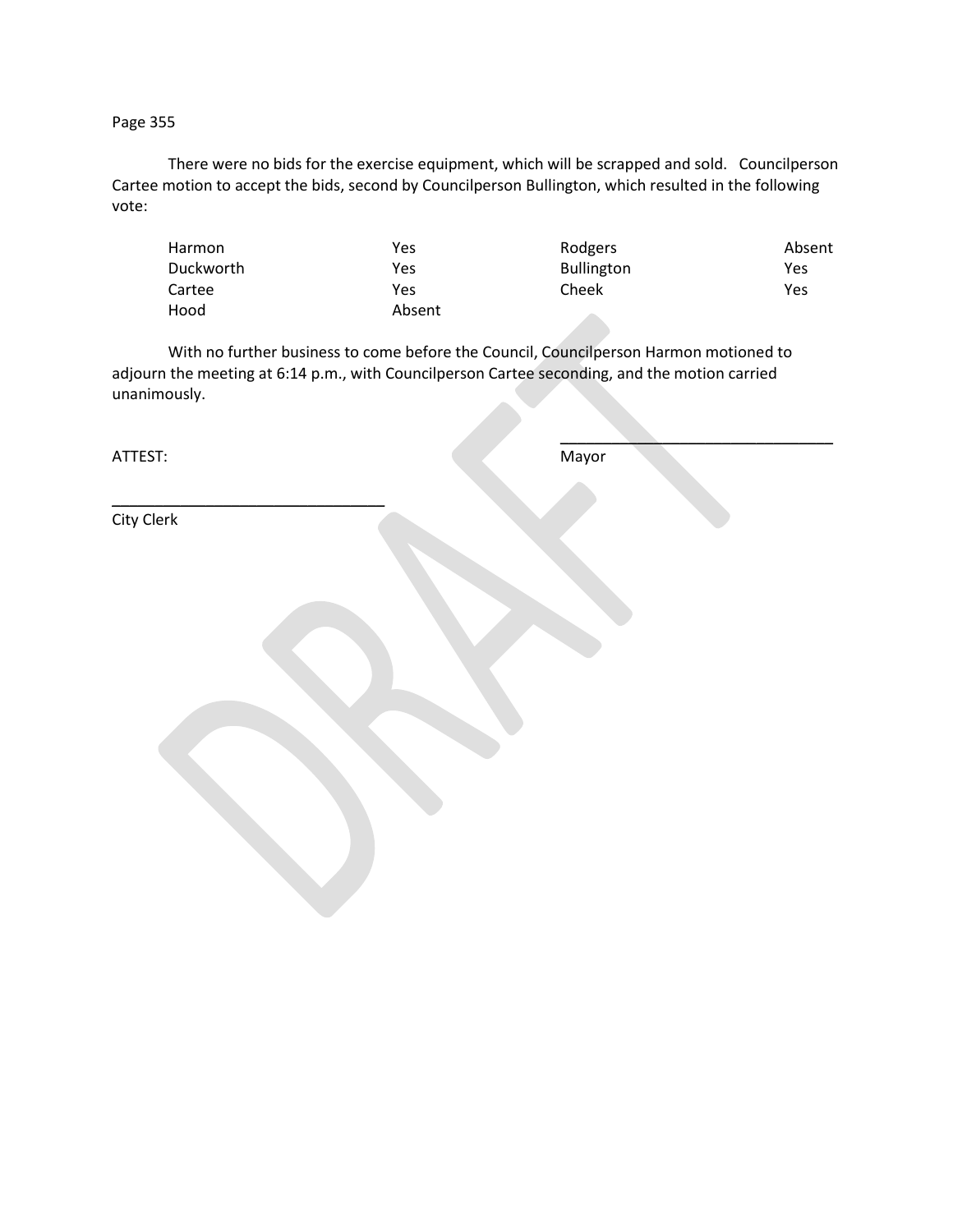There were no bids for the exercise equipment, which will be scrapped and sold. Councilperson Cartee motion to accept the bids, second by Councilperson Bullington, which resulted in the following vote:

| | | | |
|---|---|---|---|
| Harmon | Yes | Rodgers | Absent |
| Duckworth | Yes | Bullington | Yes |
| Cartee | Yes | Cheek | Yes |
| Hood | Absent | | |

With no further business to come before the Council, Councilperson Harmon motioned to adjourn the meeting at 6:14 p.m., with Councilperson Cartee seconding, and the motion carried unanimously.

ATTEST:

_______________________________
Mayor

_______________________________
City Clerk